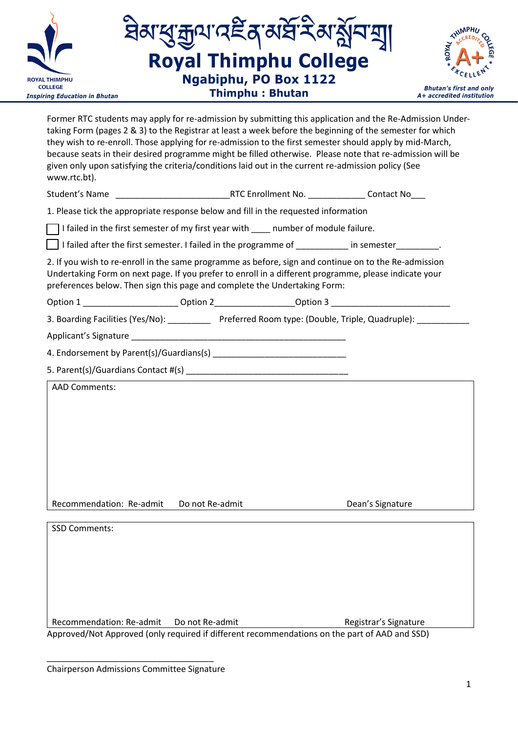ཐིམ་ཕུ་རྒྱལ་འཛིན་མཐོ་རིམ་སློབ་གྲྭ།

# Royal Thimphu College

**Ngabiphu, PO Box 1122**

**Thimphu : Bhutan**

ROYAL THIMPHU COLLEGE
*Inspiring Education in Bhutan*

*Bhutan's first and only A+ accredited institution*

Former RTC students may apply for re-admission by submitting this application and the Re-Admission Undertaking Form (pages 2 & 3) to the Registrar at least a week before the beginning of the semester for which they wish to re-enroll. Those applying for re-admission to the first semester should apply by mid-March, because seats in their desired programme might be filled otherwise. Please note that re-admission will be given only upon satisfying the criteria/conditions laid out in the current re-admission policy (See www.rtc.bt).

Student's Name ________________________RTC Enrollment No. ____________ Contact No___

1. Please tick the appropriate response below and fill in the requested information

☐ I failed in the first semester of my first year with ____ number of module failure.

☐ I failed after the first semester. I failed in the programme of ___________ in semester_________.

2. If you wish to re-enroll in the same programme as before, sign and continue on to the Re-admission Undertaking Form on next page. If you prefer to enroll in a different programme, please indicate your preferences below. Then sign this page and complete the Undertaking Form:

Option 1 ____________________ Option 2_________________Option 3 _________________________

3. Boarding Facilities (Yes/No): _________ Preferred Room type: (Double, Triple, Quadruple): ___________

Applicant's Signature _______________________________________________

4. Endorsement by Parent(s)/Guardians(s) ____________________________

5. Parent(s)/Guardians Contact #(s) __________________________________

AAD Comments:

Recommendation: Re-admit Do not Re-admit Dean's Signature

SSD Comments:

Recommendation: Re-admit Do not Re-admit Registrar's Signature

Approved/Not Approved (only required if different recommendations on the part of AAD and SSD)

_____________________________________

Chairperson Admissions Committee Signature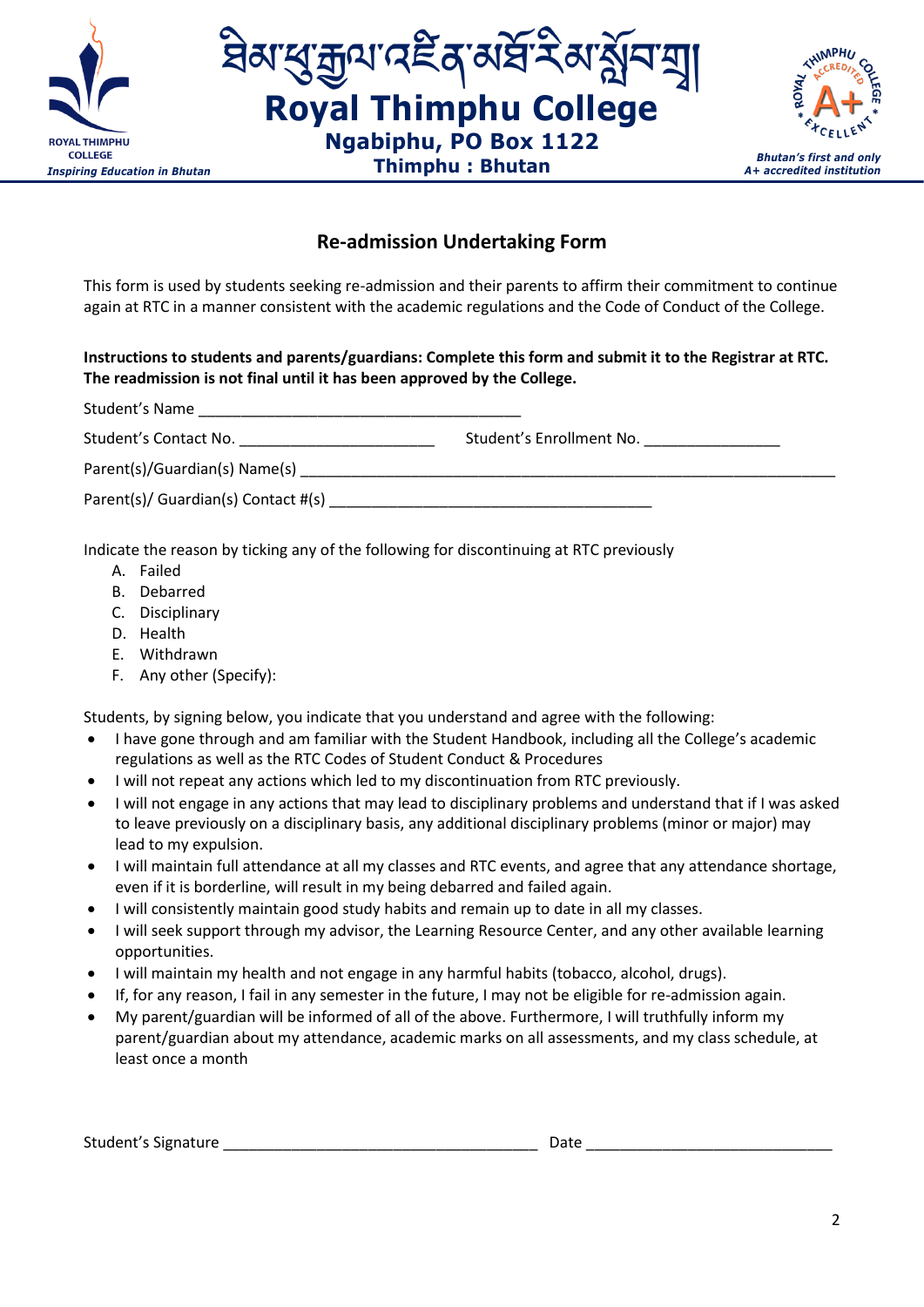རྩེ་ཐིམ་ཕུ་རྒྱལ་འཛིན་མཐོ་རིམ་སློབ་གྲྭ།

# Royal Thimphu College

**Ngabiphu, PO Box 1122**
**Thimphu : Bhutan**

ROYAL THIMPHU COLLEGE
*Inspiring Education in Bhutan*

*Bhutan's first and only A+ accredited institution*

## Re-admission Undertaking Form

This form is used by students seeking re-admission and their parents to affirm their commitment to continue again at RTC in a manner consistent with the academic regulations and the Code of Conduct of the College.

**Instructions to students and parents/guardians: Complete this form and submit it to the Registrar at RTC. The readmission is not final until it has been approved by the College.**

Student's Name ________________________________________

Student's Contact No. ________________________ Student's Enrollment No. ________________

Parent(s)/Guardian(s) Name(s) ____________________________________________________________________

Parent(s)/ Guardian(s) Contact #(s) ________________________________________

Indicate the reason by ticking any of the following for discontinuing at RTC previously

A. Failed
B. Debarred
C. Disciplinary
D. Health
E. Withdrawn
F. Any other (Specify):

Students, by signing below, you indicate that you understand and agree with the following:

- I have gone through and am familiar with the Student Handbook, including all the College's academic regulations as well as the RTC Codes of Student Conduct & Procedures
- I will not repeat any actions which led to my discontinuation from RTC previously.
- I will not engage in any actions that may lead to disciplinary problems and understand that if I was asked to leave previously on a disciplinary basis, any additional disciplinary problems (minor or major) may lead to my expulsion.
- I will maintain full attendance at all my classes and RTC events, and agree that any attendance shortage, even if it is borderline, will result in my being debarred and failed again.
- I will consistently maintain good study habits and remain up to date in all my classes.
- I will seek support through my advisor, the Learning Resource Center, and any other available learning opportunities.
- I will maintain my health and not engage in any harmful habits (tobacco, alcohol, drugs).
- If, for any reason, I fail in any semester in the future, I may not be eligible for re-admission again.
- My parent/guardian will be informed of all of the above. Furthermore, I will truthfully inform my parent/guardian about my attendance, academic marks on all assessments, and my class schedule, at least once a month

Student's Signature ______________________________________ Date ______________________________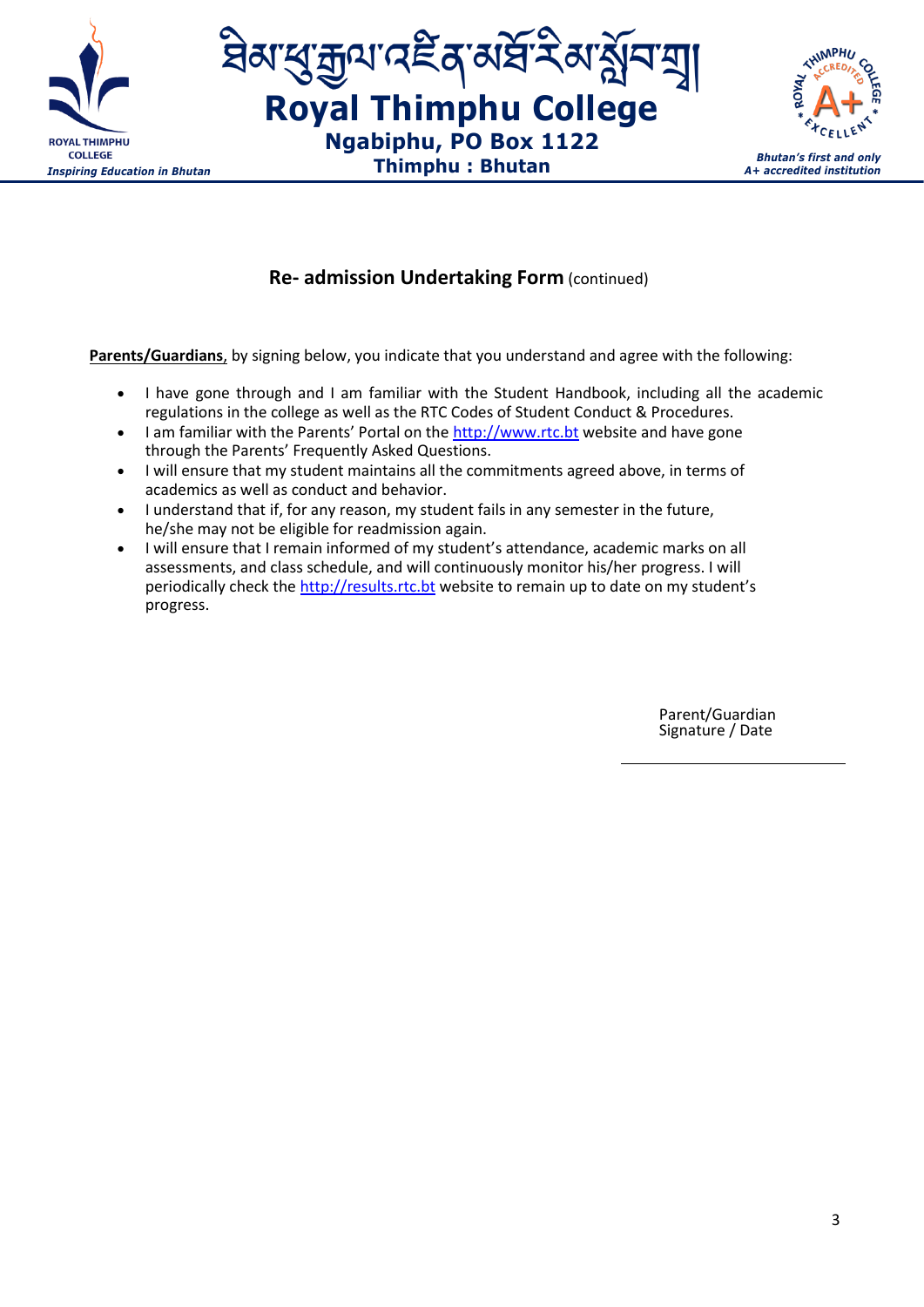## Re- admission Undertaking Form (continued)

**Parents/Guardians**, by signing below, you indicate that you understand and agree with the following:

- I have gone through and I am familiar with the Student Handbook, including all the academic regulations in the college as well as the RTC Codes of Student Conduct & Procedures.
- I am familiar with the Parents' Portal on the http://www.rtc.bt website and have gone through the Parents' Frequently Asked Questions.
- I will ensure that my student maintains all the commitments agreed above, in terms of academics as well as conduct and behavior.
- I understand that if, for any reason, my student fails in any semester in the future, he/she may not be eligible for readmission again.
- I will ensure that I remain informed of my student's attendance, academic marks on all assessments, and class schedule, and will continuously monitor his/her progress. I will periodically check the http://results.rtc.bt website to remain up to date on my student's progress.

Parent/Guardian
Signature / Date

\_\_\_\_\_\_\_\_\_\_\_\_\_\_\_\_\_\_\_\_\_\_\_\_\_\_\_\_